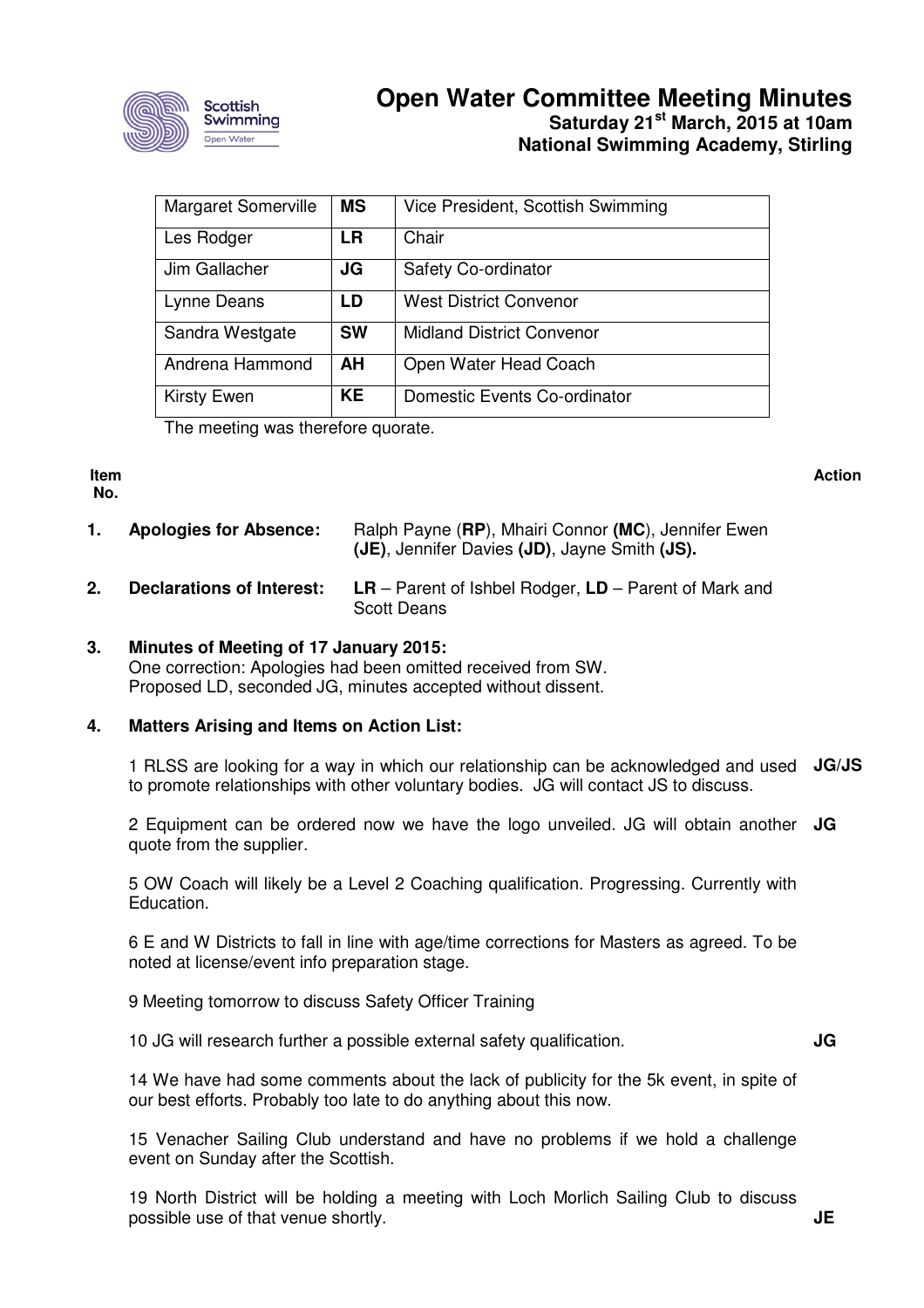# Open Water Committee Meeting Minutes

**Saturday 21st March, 2015 at 10am**
**National Swimming Academy, Stirling**

| | | |
|---|---|---|
| Margaret Somerville | **MS** | Vice President, Scottish Swimming |
| Les Rodger | **LR** | Chair |
| Jim Gallacher | **JG** | Safety Co-ordinator |
| Lynne Deans | **LD** | West District Convenor |
| Sandra Westgate | **SW** | Midland District Convenor |
| Andrena Hammond | **AH** | Open Water Head Coach |
| Kirsty Ewen | **KE** | Domestic Events Co-ordinator |

The meeting was therefore quorate.

**Item No.** | **Action**

**1. Apologies for Absence:** Ralph Payne (**RP**), Mhairi Connor **(MC)**, Jennifer Ewen **(JE)**, Jennifer Davies **(JD)**, Jayne Smith **(JS).**

**2. Declarations of Interest:** **LR** – Parent of Ishbel Rodger, **LD** – Parent of Mark and Scott Deans

**3. Minutes of Meeting of 17 January 2015:**
One correction: Apologies had been omitted received from SW.
Proposed LD, seconded JG, minutes accepted without dissent.

**4. Matters Arising and Items on Action List:**

1 RLSS are looking for a way in which our relationship can be acknowledged and used to promote relationships with other voluntary bodies. JG will contact JS to discuss. **JG/JS**

2 Equipment can be ordered now we have the logo unveiled. JG will obtain another quote from the supplier. **JG**

5 OW Coach will likely be a Level 2 Coaching qualification. Progressing. Currently with Education.

6 E and W Districts to fall in line with age/time corrections for Masters as agreed. To be noted at license/event info preparation stage.

9 Meeting tomorrow to discuss Safety Officer Training

10 JG will research further a possible external safety qualification. **JG**

14 We have had some comments about the lack of publicity for the 5k event, in spite of our best efforts. Probably too late to do anything about this now.

15 Venacher Sailing Club understand and have no problems if we hold a challenge event on Sunday after the Scottish.

19 North District will be holding a meeting with Loch Morlich Sailing Club to discuss possible use of that venue shortly. **JE**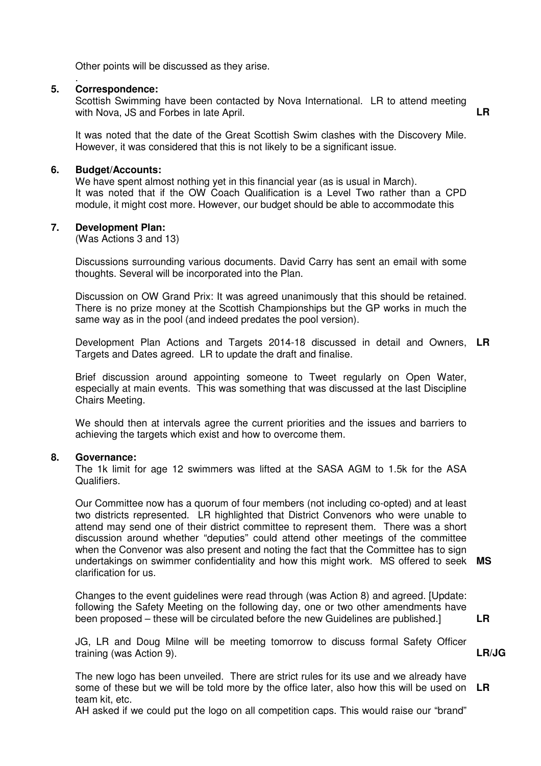Other points will be discussed as they arise.

.

## 5. Correspondence:

Scottish Swimming have been contacted by Nova International. LR to attend meeting with Nova, JS and Forbes in late April. **LR**

It was noted that the date of the Great Scottish Swim clashes with the Discovery Mile. However, it was considered that this is not likely to be a significant issue.

## 6. Budget/Accounts:

We have spent almost nothing yet in this financial year (as is usual in March).
It was noted that if the OW Coach Qualification is a Level Two rather than a CPD module, it might cost more. However, our budget should be able to accommodate this

## 7. Development Plan:

(Was Actions 3 and 13)

Discussions surrounding various documents. David Carry has sent an email with some thoughts. Several will be incorporated into the Plan.

Discussion on OW Grand Prix: It was agreed unanimously that this should be retained. There is no prize money at the Scottish Championships but the GP works in much the same way as in the pool (and indeed predates the pool version).

Development Plan Actions and Targets 2014-18 discussed in detail and Owners, Targets and Dates agreed. LR to update the draft and finalise. **LR**

Brief discussion around appointing someone to Tweet regularly on Open Water, especially at main events. This was something that was discussed at the last Discipline Chairs Meeting.

We should then at intervals agree the current priorities and the issues and barriers to achieving the targets which exist and how to overcome them.

## 8. Governance:

The 1k limit for age 12 swimmers was lifted at the SASA AGM to 1.5k for the ASA Qualifiers.

Our Committee now has a quorum of four members (not including co-opted) and at least two districts represented. LR highlighted that District Convenors who were unable to attend may send one of their district committee to represent them. There was a short discussion around whether "deputies" could attend other meetings of the committee when the Convenor was also present and noting the fact that the Committee has to sign undertakings on swimmer confidentiality and how this might work. MS offered to seek clarification for us. **MS**

Changes to the event guidelines were read through (was Action 8) and agreed. [Update: following the Safety Meeting on the following day, one or two other amendments have been proposed – these will be circulated before the new Guidelines are published.] **LR**

JG, LR and Doug Milne will be meeting tomorrow to discuss formal Safety Officer training (was Action 9). **LR/JG**

The new logo has been unveiled. There are strict rules for its use and we already have some of these but we will be told more by the office later, also how this will be used on team kit, etc. **LR**

AH asked if we could put the logo on all competition caps. This would raise our "brand"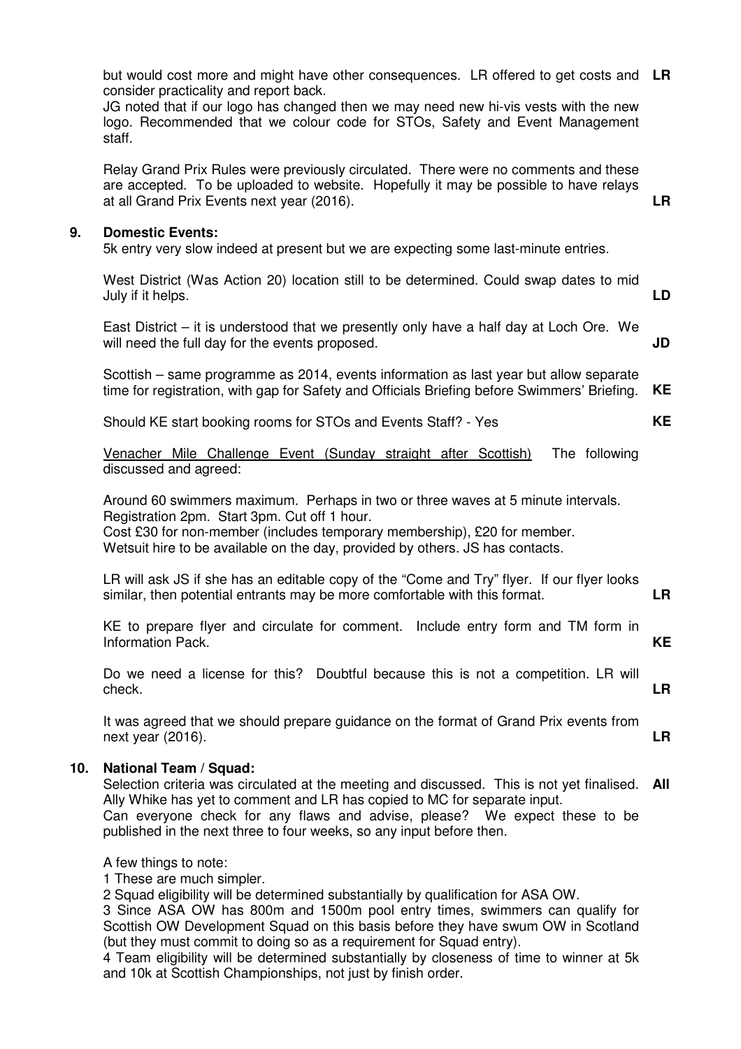but would cost more and might have other consequences. LR offered to get costs and consider practicality and report back. **LR**

JG noted that if our logo has changed then we may need new hi-vis vests with the new logo. Recommended that we colour code for STOs, Safety and Event Management staff.

Relay Grand Prix Rules were previously circulated. There were no comments and these are accepted. To be uploaded to website. Hopefully it may be possible to have relays at all Grand Prix Events next year (2016). **LR**

## 9. Domestic Events:

5k entry very slow indeed at present but we are expecting some last-minute entries.

West District (Was Action 20) location still to be determined. Could swap dates to mid July if it helps. **LD**

East District – it is understood that we presently only have a half day at Loch Ore. We will need the full day for the events proposed. **JD**

Scottish – same programme as 2014, events information as last year but allow separate time for registration, with gap for Safety and Officials Briefing before Swimmers' Briefing. **KE**

Should KE start booking rooms for STOs and Events Staff? - Yes **KE**

Venacher Mile Challenge Event (Sunday straight after Scottish) The following discussed and agreed:

Around 60 swimmers maximum. Perhaps in two or three waves at 5 minute intervals.
Registration 2pm. Start 3pm. Cut off 1 hour.
Cost £30 for non-member (includes temporary membership), £20 for member.
Wetsuit hire to be available on the day, provided by others. JS has contacts.

LR will ask JS if she has an editable copy of the "Come and Try" flyer. If our flyer looks similar, then potential entrants may be more comfortable with this format. **LR**

KE to prepare flyer and circulate for comment. Include entry form and TM form in Information Pack. **KE**

Do we need a license for this? Doubtful because this is not a competition. LR will check. **LR**

It was agreed that we should prepare guidance on the format of Grand Prix events from next year (2016). **LR**

## 10. National Team / Squad:

Selection criteria was circulated at the meeting and discussed. This is not yet finalised. Ally Whike has yet to comment and LR has copied to MC for separate input. **All**
Can everyone check for any flaws and advise, please? We expect these to be published in the next three to four weeks, so any input before then.

A few things to note:
1 These are much simpler.
2 Squad eligibility will be determined substantially by qualification for ASA OW.
3 Since ASA OW has 800m and 1500m pool entry times, swimmers can qualify for Scottish OW Development Squad on this basis before they have swum OW in Scotland (but they must commit to doing so as a requirement for Squad entry).
4 Team eligibility will be determined substantially by closeness of time to winner at 5k and 10k at Scottish Championships, not just by finish order.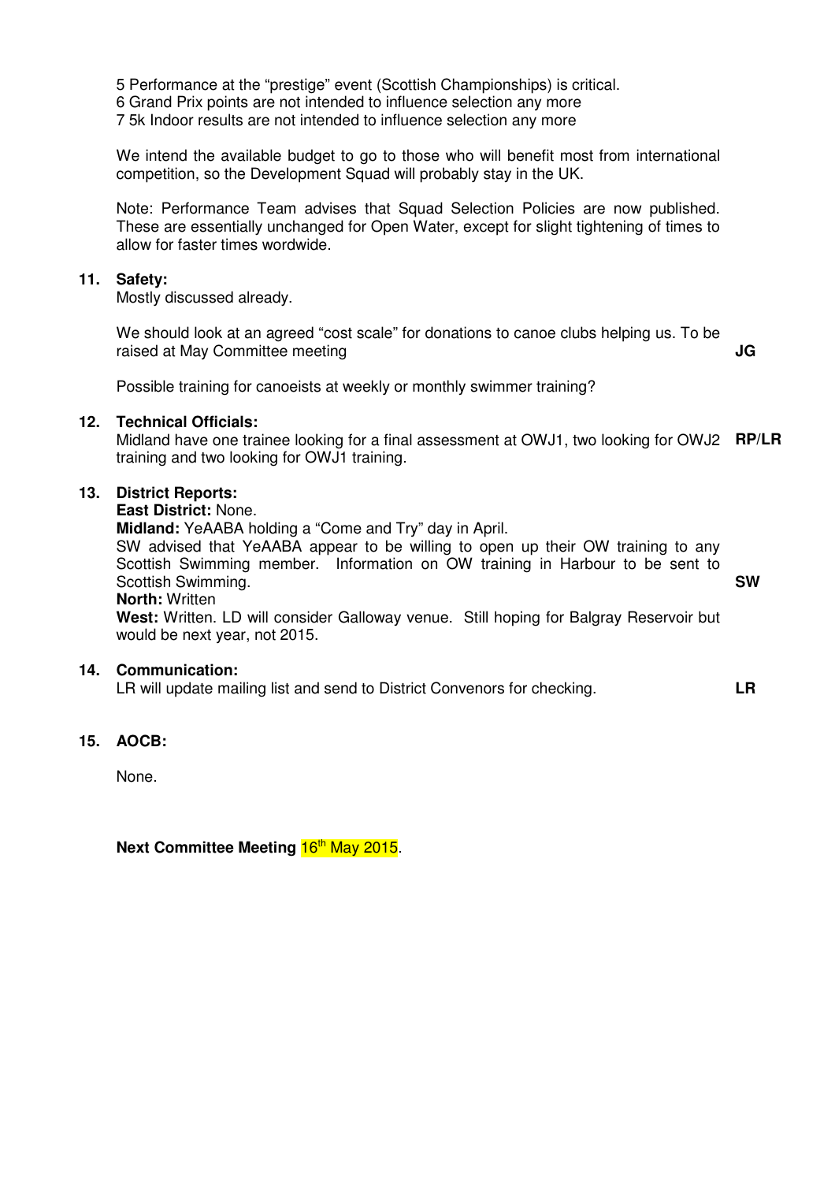5 Performance at the "prestige" event (Scottish Championships) is critical.
6 Grand Prix points are not intended to influence selection any more
7 5k Indoor results are not intended to influence selection any more

We intend the available budget to go to those who will benefit most from international competition, so the Development Squad will probably stay in the UK.

Note: Performance Team advises that Squad Selection Policies are now published. These are essentially unchanged for Open Water, except for slight tightening of times to allow for faster times wordwide.

**11. Safety:**

Mostly discussed already.

We should look at an agreed "cost scale" for donations to canoe clubs helping us. To be raised at May Committee meeting **JG**

Possible training for canoeists at weekly or monthly swimmer training?

**12. Technical Officials:**

Midland have one trainee looking for a final assessment at OWJ1, two looking for OWJ2 training and two looking for OWJ1 training. **RP/LR**

**13. District Reports:**

**East District:** None.
**Midland:** YeAABA holding a "Come and Try" day in April.
SW advised that YeAABA appear to be willing to open up their OW training to any Scottish Swimming member. Information on OW training in Harbour to be sent to Scottish Swimming. **SW**
**North:** Written
**West:** Written. LD will consider Galloway venue. Still hoping for Balgray Reservoir but would be next year, not 2015.

**14. Communication:**

LR will update mailing list and send to District Convenors for checking. **LR**

**15. AOCB:**

None.

**Next Committee Meeting** 16th May 2015.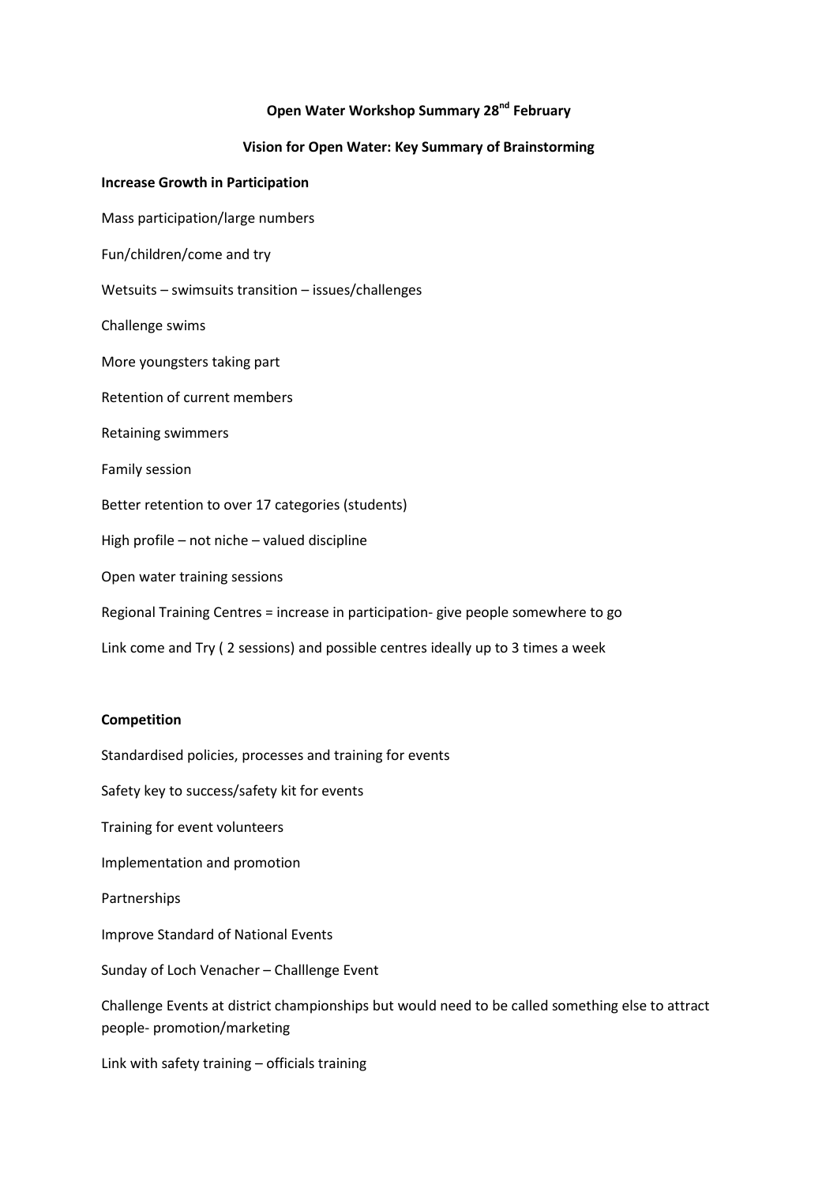**Open Water Workshop Summary 28nd February**

**Vision for Open Water: Key Summary of Brainstorming**

**Increase Growth in Participation**

Mass participation/large numbers

Fun/children/come and try

Wetsuits – swimsuits transition – issues/challenges

Challenge swims

More youngsters taking part

Retention of current members

Retaining swimmers

Family session

Better retention to over 17 categories (students)

High profile – not niche – valued discipline

Open water training sessions

Regional Training Centres = increase in participation- give people somewhere to go

Link come and Try ( 2 sessions) and possible centres ideally up to 3 times a week

**Competition**

Standardised policies, processes and training for events

Safety key to success/safety kit for events

Training for event volunteers

Implementation and promotion

Partnerships

Improve Standard of National Events

Sunday of Loch Venacher – Challlenge Event

Challenge Events at district championships but would need to be called something else to attract people- promotion/marketing

Link with safety training – officials training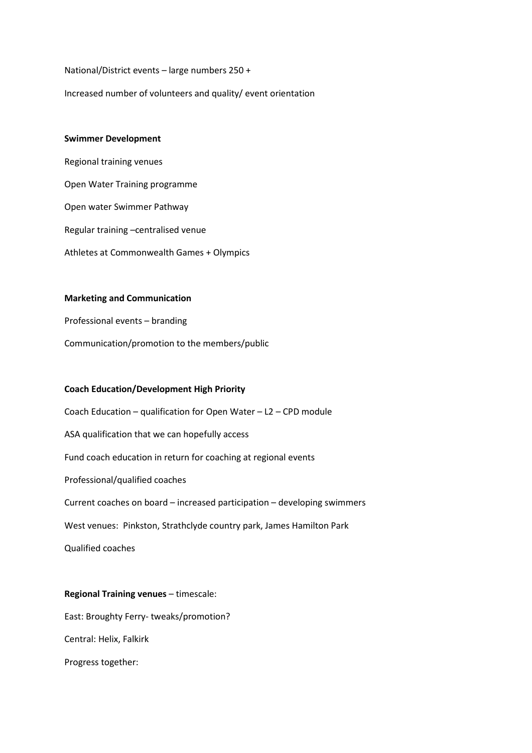National/District events – large numbers 250 +

Increased number of volunteers and quality/ event orientation

**Swimmer Development**

Regional training venues

Open Water Training programme

Open water Swimmer Pathway

Regular training –centralised venue

Athletes at Commonwealth Games + Olympics

**Marketing and Communication**

Professional events – branding

Communication/promotion to the members/public

**Coach Education/Development High Priority**

Coach Education – qualification for Open Water – L2 – CPD module

ASA qualification that we can hopefully access

Fund coach education in return for coaching at regional events

Professional/qualified coaches

Current coaches on board – increased participation – developing swimmers

West venues: Pinkston, Strathclyde country park, James Hamilton Park

Qualified coaches

**Regional Training venues** – timescale:

East: Broughty Ferry- tweaks/promotion?

Central: Helix, Falkirk

Progress together: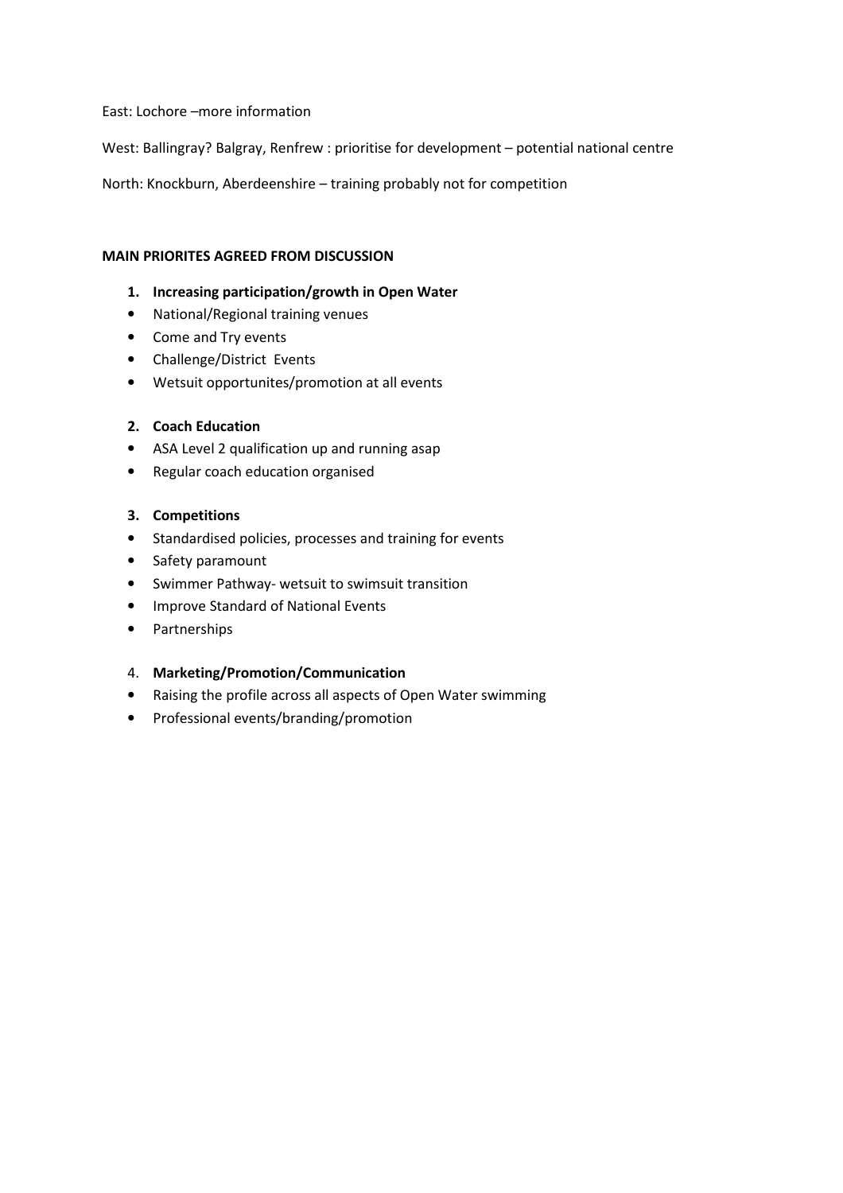East: Lochore –more information

West: Ballingray? Balgray, Renfrew : prioritise for development – potential national centre

North: Knockburn, Aberdeenshire – training probably not for competition

**MAIN PRIORITES AGREED FROM DISCUSSION**

1. **Increasing participation/growth in Open Water**

- National/Regional training venues
- Come and Try events
- Challenge/District Events
- Wetsuit opportunites/promotion at all events

2. **Coach Education**

- ASA Level 2 qualification up and running asap
- Regular coach education organised

3. **Competitions**

- Standardised policies, processes and training for events
- Safety paramount
- Swimmer Pathway- wetsuit to swimsuit transition
- Improve Standard of National Events
- Partnerships

4. **Marketing/Promotion/Communication**

- Raising the profile across all aspects of Open Water swimming
- Professional events/branding/promotion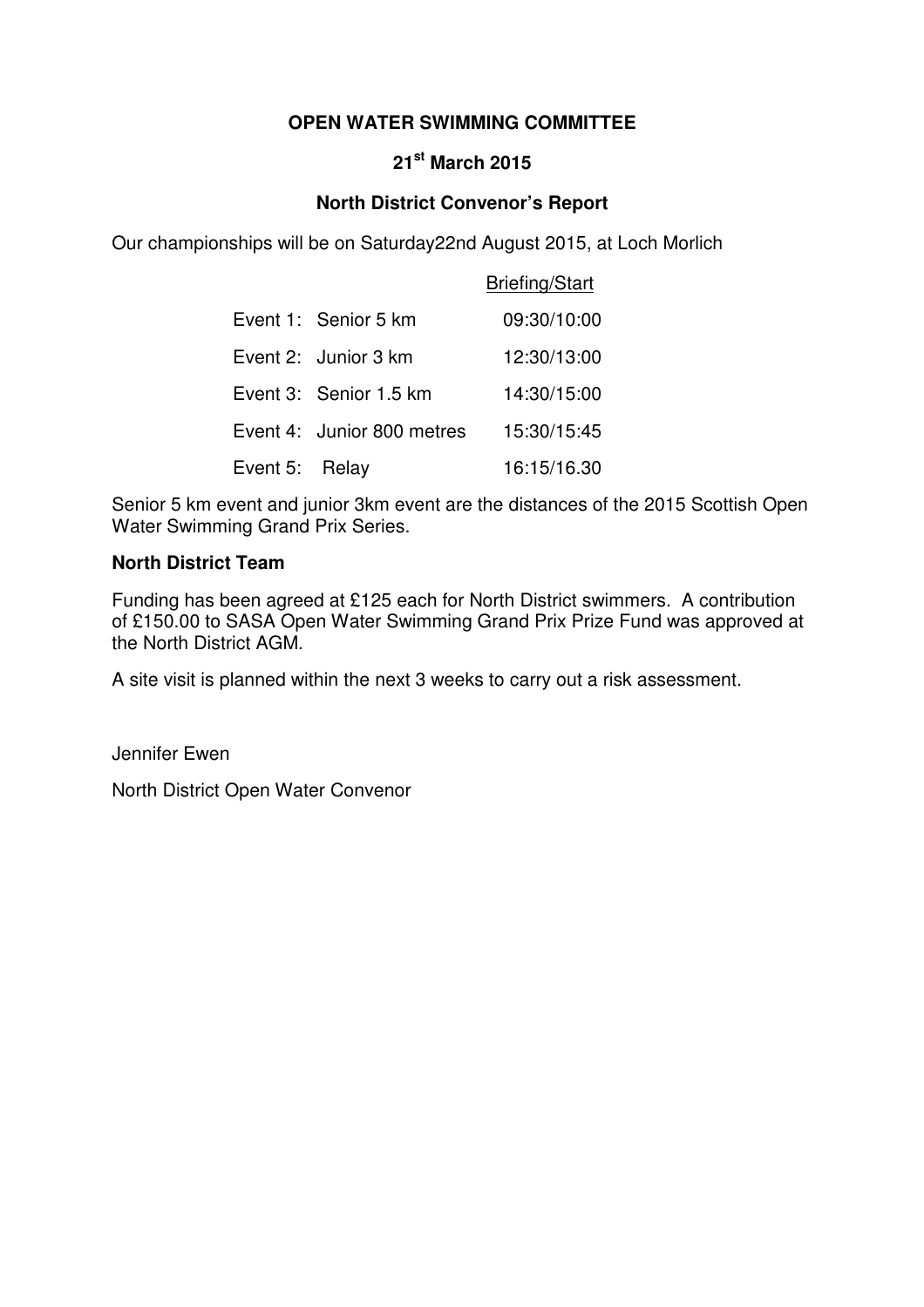**OPEN WATER SWIMMING COMMITTEE**

**21st March 2015**

**North District Convenor's Report**

Our championships will be on Saturday22nd August 2015, at Loch Morlich

| | | Briefing/Start |
|---|---|---|
| Event 1: | Senior 5 km | 09:30/10:00 |
| Event 2: | Junior 3 km | 12:30/13:00 |
| Event 3: | Senior 1.5 km | 14:30/15:00 |
| Event 4: | Junior 800 metres | 15:30/15:45 |
| Event 5: | Relay | 16:15/16.30 |

Senior 5 km event and junior 3km event are the distances of the 2015 Scottish Open Water Swimming Grand Prix Series.

**North District Team**

Funding has been agreed at £125 each for North District swimmers. A contribution of £150.00 to SASA Open Water Swimming Grand Prix Prize Fund was approved at the North District AGM.

A site visit is planned within the next 3 weeks to carry out a risk assessment.

Jennifer Ewen

North District Open Water Convenor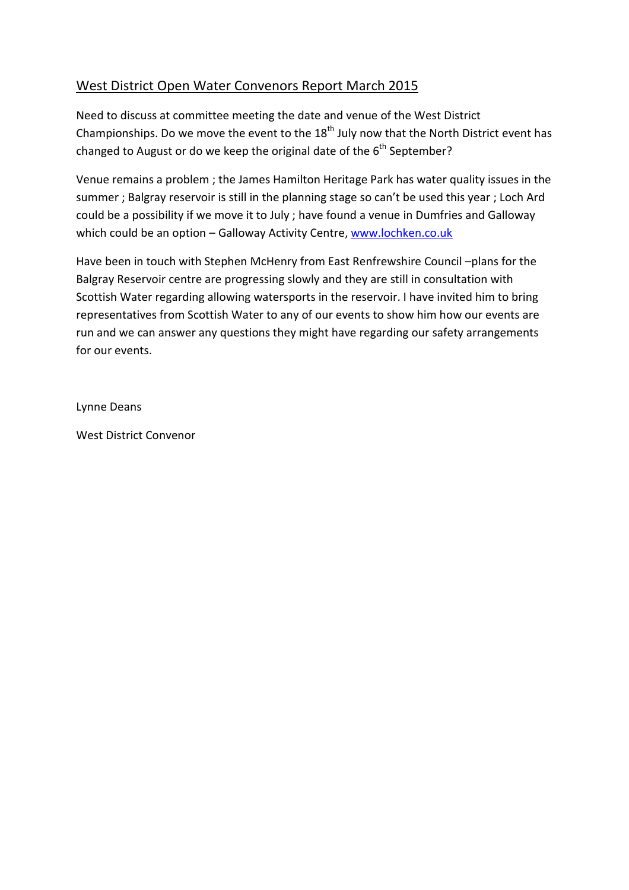## West District Open Water Convenors Report March 2015

Need to discuss at committee meeting the date and venue of the West District Championships. Do we move the event to the 18th July now that the North District event has changed to August or do we keep the original date of the 6th September?

Venue remains a problem ; the James Hamilton Heritage Park has water quality issues in the summer ; Balgray reservoir is still in the planning stage so can't be used this year ; Loch Ard could be a possibility if we move it to July ; have found a venue in Dumfries and Galloway which could be an option – Galloway Activity Centre, www.lochken.co.uk

Have been in touch with Stephen McHenry from East Renfrewshire Council –plans for the Balgray Reservoir centre are progressing slowly and they are still in consultation with Scottish Water regarding allowing watersports in the reservoir. I have invited him to bring representatives from Scottish Water to any of our events to show him how our events are run and we can answer any questions they might have regarding our safety arrangements for our events.

Lynne Deans

West District Convenor